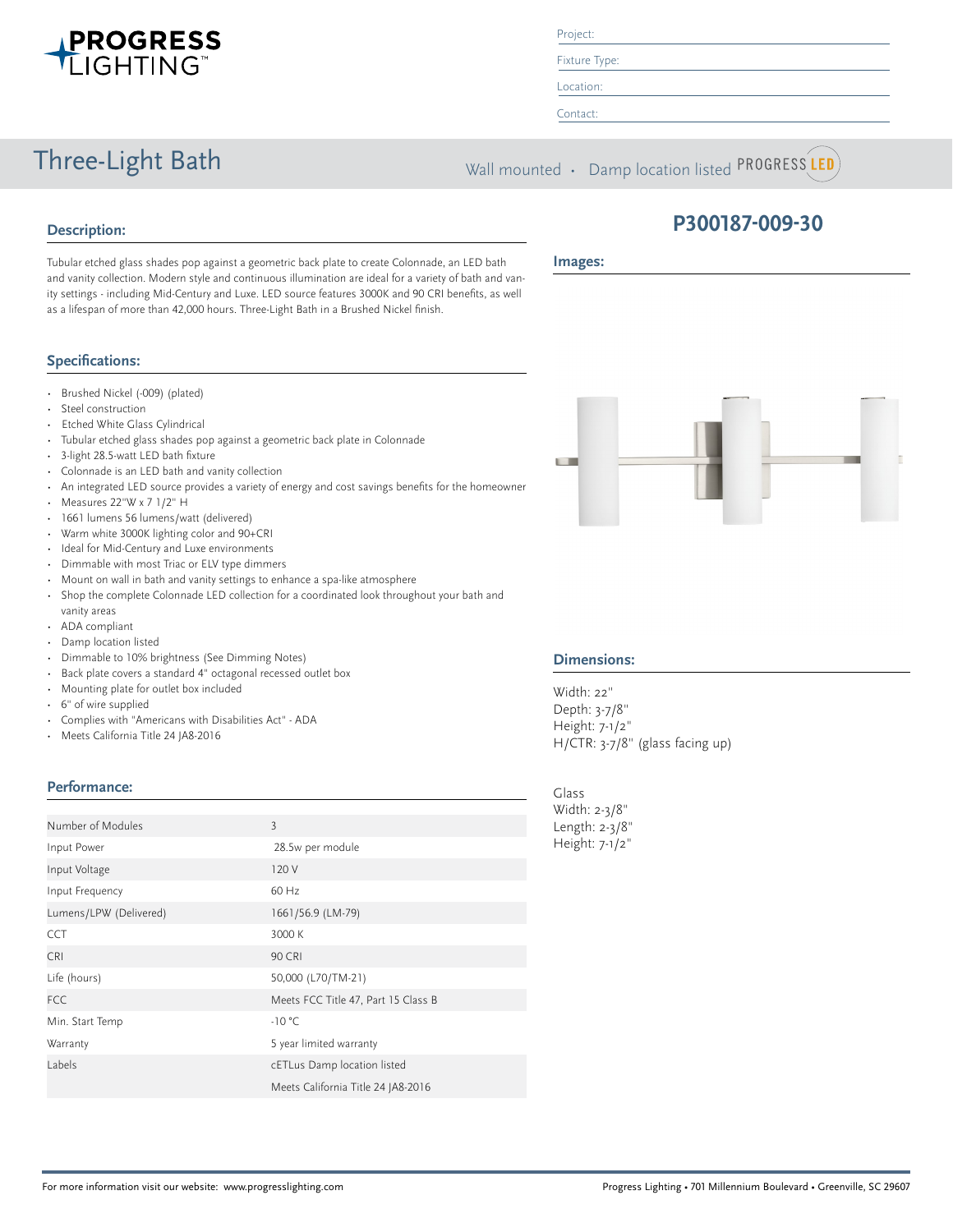**PROGRESS LIGHTING™**

Project:

Fixture Type:

Location:

Contact:

# Three-Light Bath

Wall mounted • Damp location listed PROGRESS LED

## P300187-009-30

## Description:

Tubular etched glass shades pop against a geometric back plate to create Colonnade, an LED bath and vanity collection. Modern style and continuous illumination are ideal for a variety of bath and vanity settings - including Mid-Century and Luxe. LED source features 3000K and 90 CRI benefits, as well as a lifespan of more than 42,000 hours. Three-Light Bath in a Brushed Nickel finish.

## Images:

## Specifications:

- Brushed Nickel (-009) (plated)
- Steel construction
- Etched White Glass Cylindrical
- Tubular etched glass shades pop against a geometric back plate in Colonnade
- 3-light 28.5-watt LED bath fixture
- Colonnade is an LED bath and vanity collection
- An integrated LED source provides a variety of energy and cost savings benefits for the homeowner
- Measures 22"W x 7 1/2" H
- 1661 lumens 56 lumens/watt (delivered)
- Warm white 3000K lighting color and 90+CRI
- Ideal for Mid-Century and Luxe environments
- Dimmable with most Triac or ELV type dimmers
- Mount on wall in bath and vanity settings to enhance a spa-like atmosphere
- Shop the complete Colonnade LED collection for a coordinated look throughout your bath and vanity areas
- ADA compliant
- Damp location listed
- Dimmable to 10% brightness (See Dimming Notes)
- Back plate covers a standard 4" octagonal recessed outlet box
- Mounting plate for outlet box included
- 6" of wire supplied
- Complies with "Americans with Disabilities Act" - ADA
- Meets California Title 24 JA8-2016

## Dimensions:

Width: 22"
Depth: 3-7/8"
Height: 7-1/2"
H/CTR: 3-7/8" (glass facing up)

Glass
Width: 2-3/8"
Length: 2-3/8"
Height: 7-1/2"

## Performance:

| | |
|---|---|
| Number of Modules | 3 |
| Input Power | 28.5w per module |
| Input Voltage | 120 V |
| Input Frequency | 60 Hz |
| Lumens/LPW (Delivered) | 1661/56.9 (LM-79) |
| CCT | 3000 K |
| CRI | 90 CRI |
| Life (hours) | 50,000 (L70/TM-21) |
| FCC | Meets FCC Title 47, Part 15 Class B |
| Min. Start Temp | -10 °C |
| Warranty | 5 year limited warranty |
| Labels | cETLus Damp location listed |
| | Meets California Title 24 JA8-2016 |

For more information visit our website: www.progresslighting.com

Progress Lighting • 701 Millennium Boulevard • Greenville, SC 29607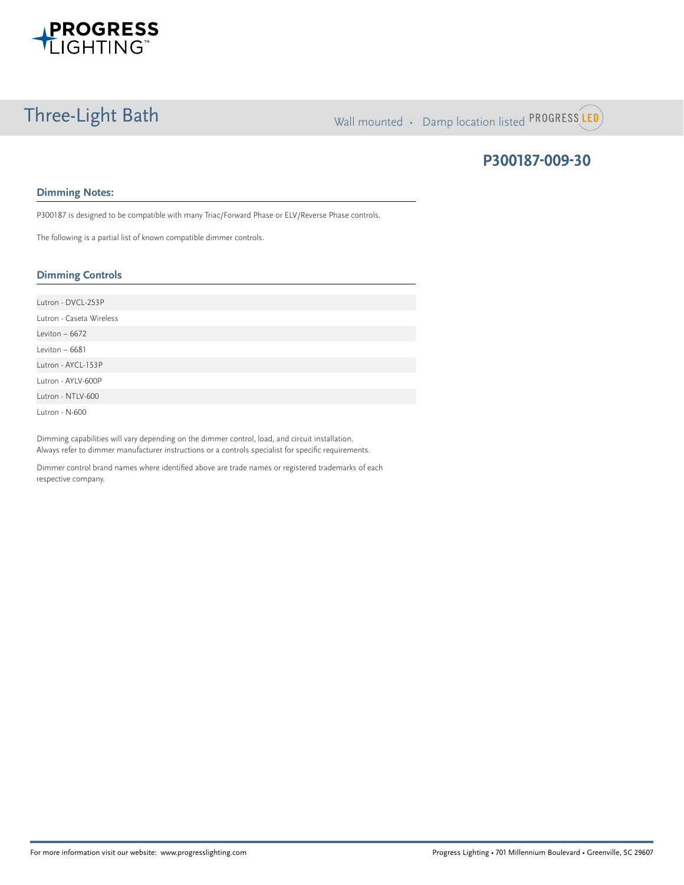# Three-Light Bath

Wall mounted • Damp location listed PROGRESS LED

## P300187-009-30

### Dimming Notes:

P300187 is designed to be compatible with many Triac/Forward Phase or ELV/Reverse Phase controls.

The following is a partial list of known compatible dimmer controls.

### Dimming Controls

| |
|---|
| Lutron - DVCL-253P |
| Lutron - Caseta Wireless |
| Leviton – 6672 |
| Leviton – 6681 |
| Lutron - AYCL-153P |
| Lutron - AYLV-600P |
| Lutron - NTLV-600 |
| Lutron - N-600 |

Dimming capabilities will vary depending on the dimmer control, load, and circuit installation.
Always refer to dimmer manufacturer instructions or a controls specialist for specific requirements.

Dimmer control brand names where identified above are trade names or registered trademarks of each respective company.

For more information visit our website: www.progresslighting.com

Progress Lighting • 701 Millennium Boulevard • Greenville, SC 29607